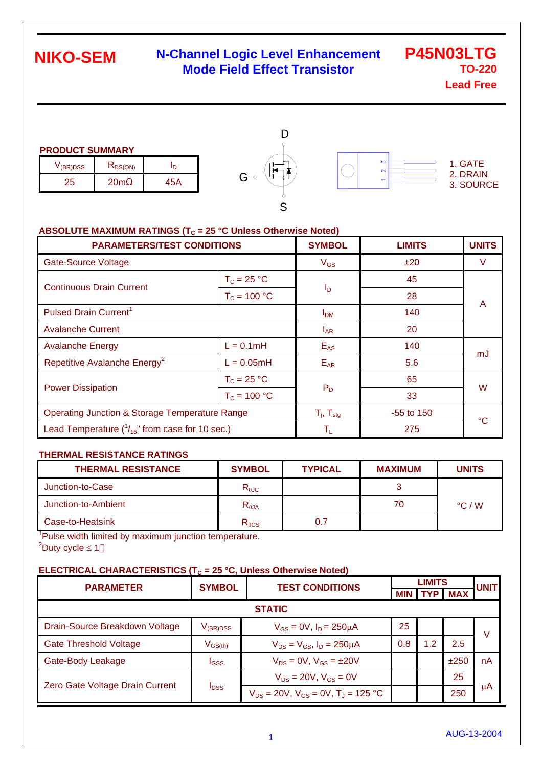# NIKO-SEM

## N-Channel Logic Level Enhancement Mode Field Effect Transistor

## P45N03LTG

**TO-220**

**Lead Free**

### PRODUCT SUMMARY

| $V_{(BR)DSS}$ | $R_{DS(ON)}$ | $I_D$ |
|---|---|---|
| 25 | 20mΩ | 45A |

D

G

S

1. GATE
2. DRAIN
3. SOURCE

### ABSOLUTE MAXIMUM RATINGS ($T_C$ = 25 °C Unless Otherwise Noted)

| PARAMETERS/TEST CONDITIONS | | SYMBOL | LIMITS | UNITS |
|---|---|---|---|---|
| Gate-Source Voltage | | $V_{GS}$ | ±20 | V |
| Continuous Drain Current | $T_C$ = 25 °C | $I_D$ | 45 | A |
| | $T_C$ = 100 °C | | 28 | |
| Pulsed Drain Current[1] | | $I_{DM}$ | 140 | |
| Avalanche Current | | $I_{AR}$ | 20 | |
| Avalanche Energy | L = 0.1mH | $E_{AS}$ | 140 | mJ |
| Repetitive Avalanche Energy[2] | L = 0.05mH | $E_{AR}$ | 5.6 | |
| Power Dissipation | $T_C$ = 25 °C | $P_D$ | 65 | W |
| | $T_C$ = 100 °C | | 33 | |
| Operating Junction & Storage Temperature Range | | $T_j$, $T_{stg}$ | -55 to 150 | °C |
| Lead Temperature ($^1/_{16}$" from case for 10 sec.) | | $T_L$ | 275 | |

### THERMAL RESISTANCE RATINGS

| THERMAL RESISTANCE | SYMBOL | TYPICAL | MAXIMUM | UNITS |
|---|---|---|---|---|
| Junction-to-Case | $R_{\theta JC}$ | | 3 | °C / W |
| Junction-to-Ambient | $R_{\theta JA}$ | | 70 | |
| Case-to-Heatsink | $R_{\theta CS}$ | 0.7 | | |

[1]Pulse width limited by maximum junction temperature.

[2]Duty cycle ≤ 1%

### ELECTRICAL CHARACTERISTICS ($T_C$ = 25 °C, Unless Otherwise Noted)

| PARAMETER | SYMBOL | TEST CONDITIONS | LIMITS | | | UNIT |
|---|---|---|---|---|---|---|
| | | | MIN | TYP | MAX | |
| **STATIC** | | | | | | |
| Drain-Source Breakdown Voltage | $V_{(BR)DSS}$ | $V_{GS}$ = 0V, $I_D$ = 250μA | 25 | | | V |
| Gate Threshold Voltage | $V_{GS(th)}$ | $V_{DS}$ = $V_{GS}$, $I_D$ = 250μA | 0.8 | 1.2 | 2.5 | |
| Gate-Body Leakage | $I_{GSS}$ | $V_{DS}$ = 0V, $V_{GS}$ = ±20V | | | ±250 | nA |
| Zero Gate Voltage Drain Current | $I_{DSS}$ | $V_{DS}$ = 20V, $V_{GS}$ = 0V | | | 25 | μA |
| | | $V_{DS}$ = 20V, $V_{GS}$ = 0V, $T_J$ = 125 °C | | | 250 | |

AUG-13-2004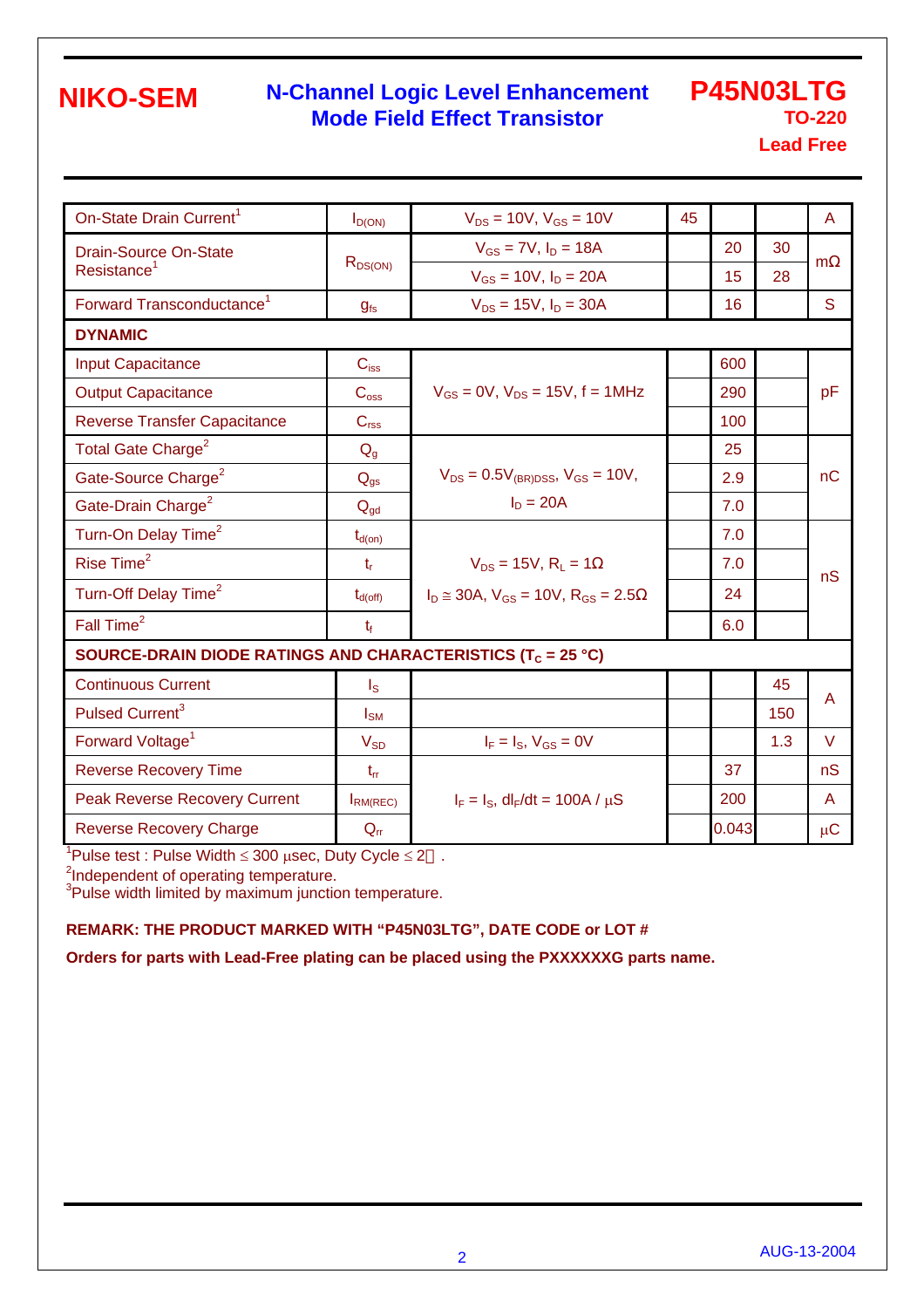| | | | | | | |
|---|---|---|---|---|---|---|
| On-State Drain Current[1] | $I_{D(ON)}$ | $V_{DS}$ = 10V, $V_{GS}$ = 10V | 45 | | | A |
| Drain-Source On-State Resistance[1] | $R_{DS(ON)}$ | $V_{GS}$ = 7V, $I_D$ = 18A | | 20 | 30 | mΩ |
| | | $V_{GS}$ = 10V, $I_D$ = 20A | | 15 | 28 | |
| Forward Transconductance[1] | $g_{fs}$ | $V_{DS}$ = 15V, $I_D$ = 30A | | 16 | | S |
| **DYNAMIC** | | | | | | |
| Input Capacitance | $C_{iss}$ | $V_{GS}$ = 0V, $V_{DS}$ = 15V, f = 1MHz | | 600 | | pF |
| Output Capacitance | $C_{oss}$ | | | 290 | | |
| Reverse Transfer Capacitance | $C_{rss}$ | | | 100 | | |
| Total Gate Charge[2] | $Q_g$ | $V_{DS}$ = 0.5$V_{(BR)DSS}$, $V_{GS}$ = 10V, $I_D$ = 20A | | 25 | | nC |
| Gate-Source Charge[2] | $Q_{gs}$ | | | 2.9 | | |
| Gate-Drain Charge[2] | $Q_{gd}$ | | | 7.0 | | |
| Turn-On Delay Time[2] | $t_{d(on)}$ | $V_{DS}$ = 15V, $R_L$ = 1Ω, $I_D \cong$ 30A, $V_{GS}$ = 10V, $R_{GS}$ = 2.5Ω | | 7.0 | | nS |
| Rise Time[2] | $t_r$ | | | 7.0 | | |
| Turn-Off Delay Time[2] | $t_{d(off)}$ | | | 24 | | |
| Fall Time[2] | $t_f$ | | | 6.0 | | |
| **SOURCE-DRAIN DIODE RATINGS AND CHARACTERISTICS ($T_C$ = 25 °C)** | | | | | | |
| Continuous Current | $I_S$ | | | | 45 | A |
| Pulsed Current[3] | $I_{SM}$ | | | | 150 | |
| Forward Voltage[1] | $V_{SD}$ | $I_F$ = $I_S$, $V_{GS}$ = 0V | | | 1.3 | V |
| Reverse Recovery Time | $t_{rr}$ | $I_F$ = $I_S$, $dI_F/dt$ = 100A / µS | | 37 | | nS |
| Peak Reverse Recovery Current | $I_{RM(REC)}$ | | | 200 | | A |
| Reverse Recovery Charge | $Q_{rr}$ | | | 0.043 | | µC |

[1]Pulse test : Pulse Width ≤ 300 µsec, Duty Cycle ≤ 2 .
[2]Independent of operating temperature.
[3]Pulse width limited by maximum junction temperature.

**REMARK: THE PRODUCT MARKED WITH “P45N03LTG”, DATE CODE or LOT #**

**Orders for parts with Lead-Free plating can be placed using the PXXXXXXG parts name.**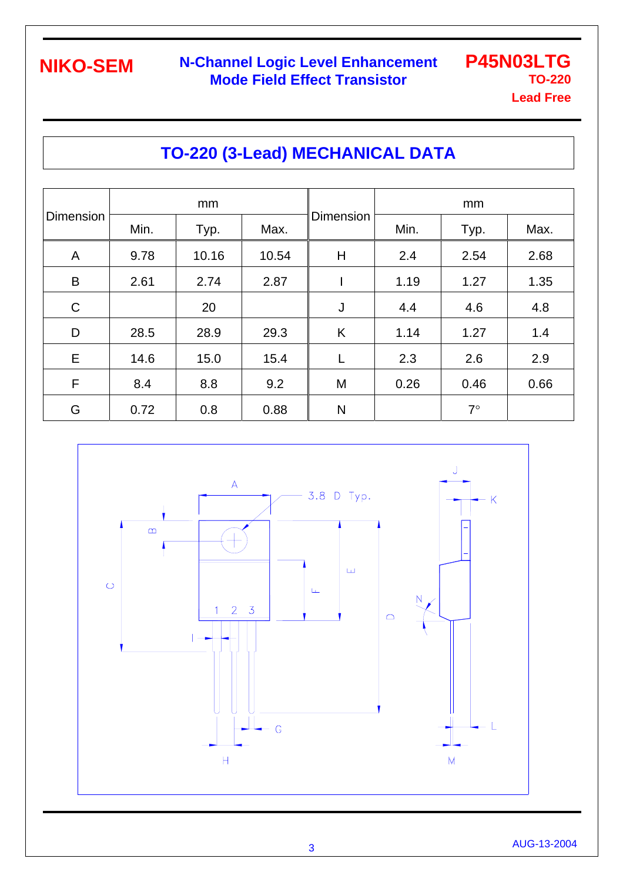NIKO-SEM

N-Channel Logic Level Enhancement Mode Field Effect Transistor

**P45N03LTG**
**TO-220**
**Lead Free**

## TO-220 (3-Lead) MECHANICAL DATA

| Dimension | mm | | | Dimension | mm | | |
|---|---|---|---|---|---|---|---|
| | Min. | Typ. | Max. | | Min. | Typ. | Max. |
| A | 9.78 | 10.16 | 10.54 | H | 2.4 | 2.54 | 2.68 |
| B | 2.61 | 2.74 | 2.87 | I | 1.19 | 1.27 | 1.35 |
| C | | 20 | | J | 4.4 | 4.6 | 4.8 |
| D | 28.5 | 28.9 | 29.3 | K | 1.14 | 1.27 | 1.4 |
| E | 14.6 | 15.0 | 15.4 | L | 2.3 | 2.6 | 2.9 |
| F | 8.4 | 8.8 | 9.2 | M | 0.26 | 0.46 | 0.66 |
| G | 0.72 | 0.8 | 0.88 | N | | 7° | |

A
3.8 D Typ.
B
C
E
F
D
1 2 3
I
G
H
J
K
N
L
M

AUG-13-2004